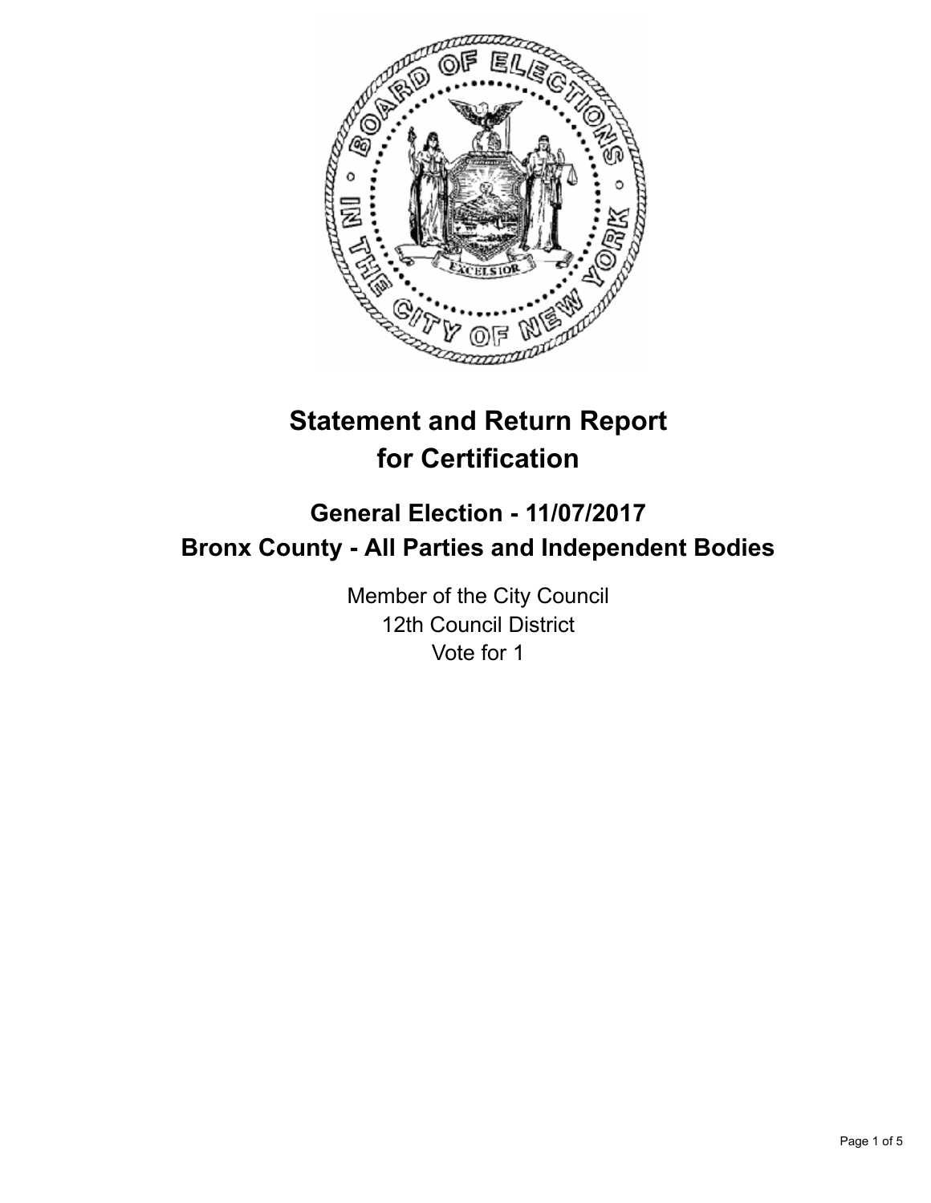# Statement and Return Report for Certification

## General Election - 11/07/2017
## Bronx County - All Parties and Independent Bodies

Member of the City Council
12th Council District
Vote for 1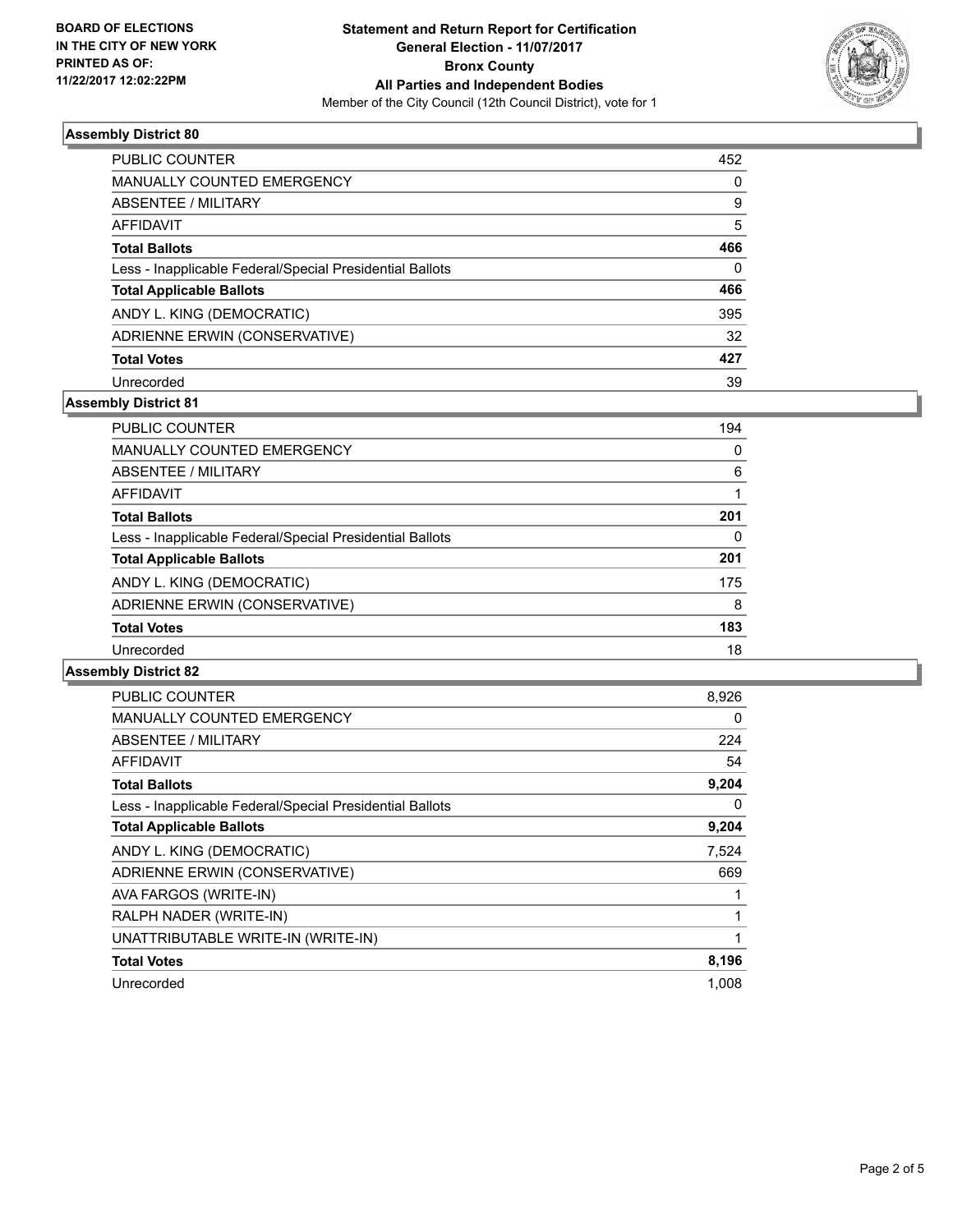BOARD OF ELECTIONS
IN THE CITY OF NEW YORK
PRINTED AS OF:
11/22/2017 12:02:22PM

**Statement and Return Report for Certification**
**General Election - 11/07/2017**
**Bronx County**
**All Parties and Independent Bodies**
Member of the City Council (12th Council District), vote for 1

### Assembly District 80

| | |
|---|---|
| PUBLIC COUNTER | 452 |
| MANUALLY COUNTED EMERGENCY | 0 |
| ABSENTEE / MILITARY | 9 |
| AFFIDAVIT | 5 |
| **Total Ballots** | **466** |
| Less - Inapplicable Federal/Special Presidential Ballots | 0 |
| **Total Applicable Ballots** | **466** |
| ANDY L. KING (DEMOCRATIC) | 395 |
| ADRIENNE ERWIN (CONSERVATIVE) | 32 |
| **Total Votes** | **427** |
| Unrecorded | 39 |

### Assembly District 81

| | |
|---|---|
| PUBLIC COUNTER | 194 |
| MANUALLY COUNTED EMERGENCY | 0 |
| ABSENTEE / MILITARY | 6 |
| AFFIDAVIT | 1 |
| **Total Ballots** | **201** |
| Less - Inapplicable Federal/Special Presidential Ballots | 0 |
| **Total Applicable Ballots** | **201** |
| ANDY L. KING (DEMOCRATIC) | 175 |
| ADRIENNE ERWIN (CONSERVATIVE) | 8 |
| **Total Votes** | **183** |
| Unrecorded | 18 |

### Assembly District 82

| | |
|---|---|
| PUBLIC COUNTER | 8,926 |
| MANUALLY COUNTED EMERGENCY | 0 |
| ABSENTEE / MILITARY | 224 |
| AFFIDAVIT | 54 |
| **Total Ballots** | **9,204** |
| Less - Inapplicable Federal/Special Presidential Ballots | 0 |
| **Total Applicable Ballots** | **9,204** |
| ANDY L. KING (DEMOCRATIC) | 7,524 |
| ADRIENNE ERWIN (CONSERVATIVE) | 669 |
| AVA FARGOS (WRITE-IN) | 1 |
| RALPH NADER (WRITE-IN) | 1 |
| UNATTRIBUTABLE WRITE-IN (WRITE-IN) | 1 |
| **Total Votes** | **8,196** |
| Unrecorded | 1,008 |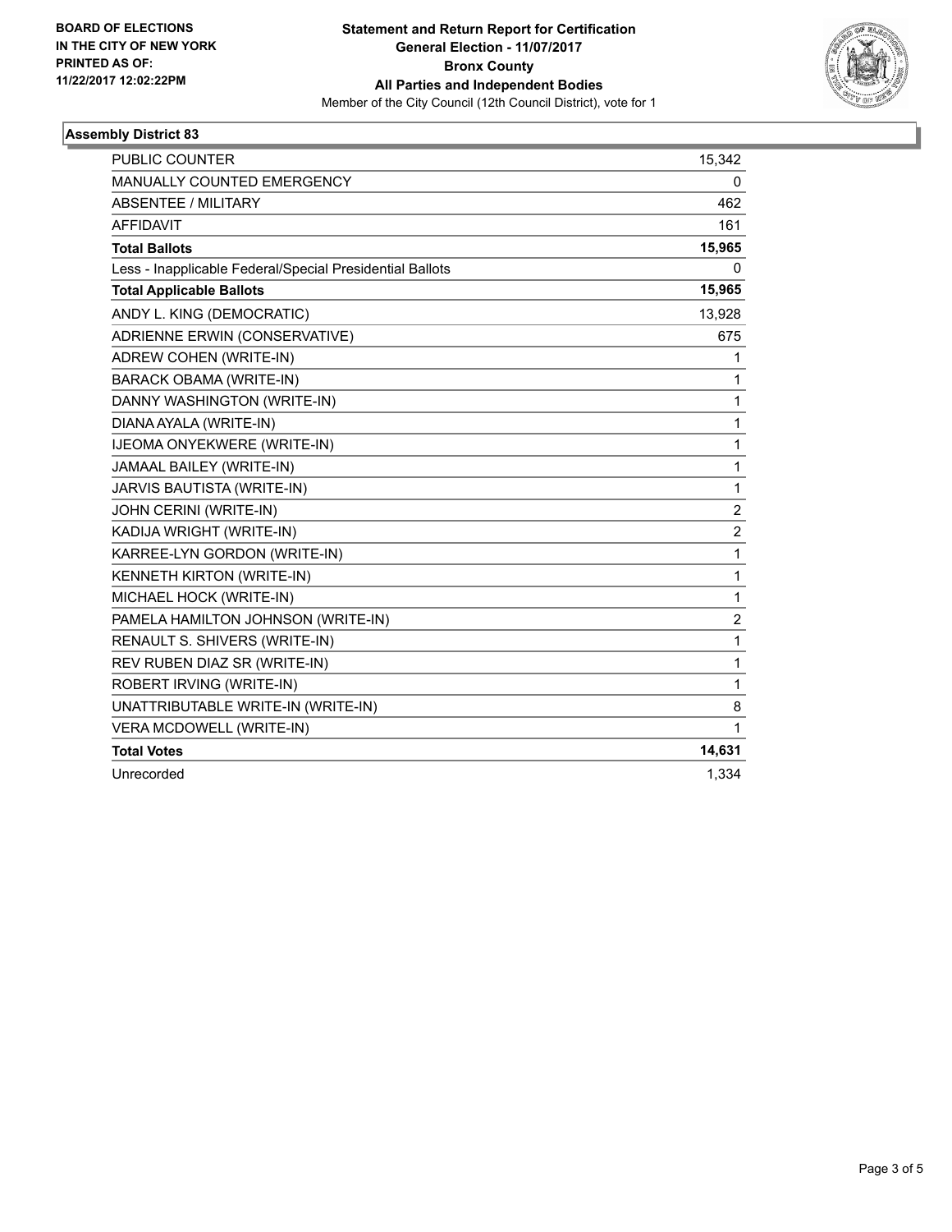BOARD OF ELECTIONS
IN THE CITY OF NEW YORK
PRINTED AS OF:
11/22/2017 12:02:22PM

**Statement and Return Report for Certification**
**General Election - 11/07/2017**
**Bronx County**
**All Parties and Independent Bodies**
Member of the City Council (12th Council District), vote for 1

### Assembly District 83

| | |
|---|---|
| PUBLIC COUNTER | 15,342 |
| MANUALLY COUNTED EMERGENCY | 0 |
| ABSENTEE / MILITARY | 462 |
| AFFIDAVIT | 161 |
| **Total Ballots** | **15,965** |
| Less - Inapplicable Federal/Special Presidential Ballots | 0 |
| **Total Applicable Ballots** | **15,965** |
| ANDY L. KING (DEMOCRATIC) | 13,928 |
| ADRIENNE ERWIN (CONSERVATIVE) | 675 |
| ADREW COHEN (WRITE-IN) | 1 |
| BARACK OBAMA (WRITE-IN) | 1 |
| DANNY WASHINGTON (WRITE-IN) | 1 |
| DIANA AYALA (WRITE-IN) | 1 |
| IJEOMA ONYEKWERE (WRITE-IN) | 1 |
| JAMAAL BAILEY (WRITE-IN) | 1 |
| JARVIS BAUTISTA (WRITE-IN) | 1 |
| JOHN CERINI (WRITE-IN) | 2 |
| KADIJA WRIGHT (WRITE-IN) | 2 |
| KARREE-LYN GORDON (WRITE-IN) | 1 |
| KENNETH KIRTON (WRITE-IN) | 1 |
| MICHAEL HOCK (WRITE-IN) | 1 |
| PAMELA HAMILTON JOHNSON (WRITE-IN) | 2 |
| RENAULT S. SHIVERS (WRITE-IN) | 1 |
| REV RUBEN DIAZ SR (WRITE-IN) | 1 |
| ROBERT IRVING (WRITE-IN) | 1 |
| UNATTRIBUTABLE WRITE-IN (WRITE-IN) | 8 |
| VERA MCDOWELL (WRITE-IN) | 1 |
| **Total Votes** | **14,631** |
| Unrecorded | 1,334 |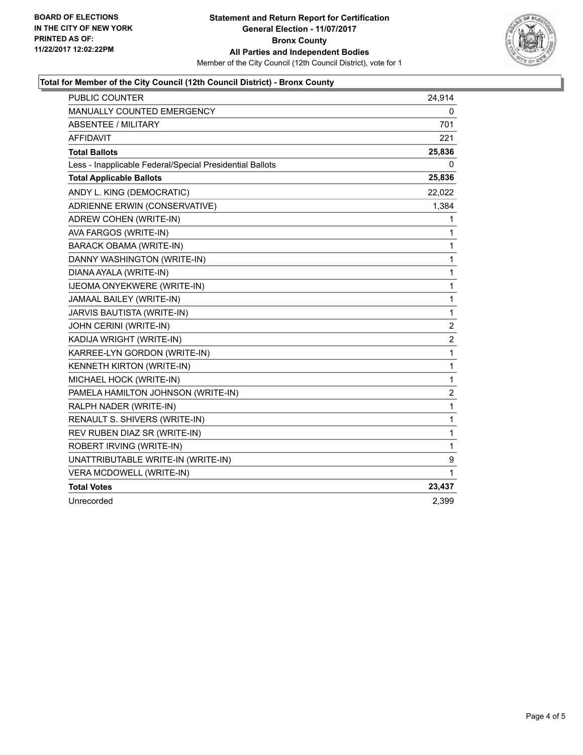**BOARD OF ELECTIONS**
**IN THE CITY OF NEW YORK**
**PRINTED AS OF:**
**11/22/2017 12:02:22PM**

**Statement and Return Report for Certification**
**General Election - 11/07/2017**
**Bronx County**
**All Parties and Independent Bodies**
Member of the City Council (12th Council District), vote for 1

### Total for Member of the City Council (12th Council District) - Bronx County

| | |
|---|---|
| PUBLIC COUNTER | 24,914 |
| MANUALLY COUNTED EMERGENCY | 0 |
| ABSENTEE / MILITARY | 701 |
| AFFIDAVIT | 221 |
| **Total Ballots** | **25,836** |
| Less - Inapplicable Federal/Special Presidential Ballots | 0 |
| **Total Applicable Ballots** | **25,836** |
| ANDY L. KING (DEMOCRATIC) | 22,022 |
| ADRIENNE ERWIN (CONSERVATIVE) | 1,384 |
| ADREW COHEN (WRITE-IN) | 1 |
| AVA FARGOS (WRITE-IN) | 1 |
| BARACK OBAMA (WRITE-IN) | 1 |
| DANNY WASHINGTON (WRITE-IN) | 1 |
| DIANA AYALA (WRITE-IN) | 1 |
| IJEOMA ONYEKWERE (WRITE-IN) | 1 |
| JAMAAL BAILEY (WRITE-IN) | 1 |
| JARVIS BAUTISTA (WRITE-IN) | 1 |
| JOHN CERINI (WRITE-IN) | 2 |
| KADIJA WRIGHT (WRITE-IN) | 2 |
| KARREE-LYN GORDON (WRITE-IN) | 1 |
| KENNETH KIRTON (WRITE-IN) | 1 |
| MICHAEL HOCK (WRITE-IN) | 1 |
| PAMELA HAMILTON JOHNSON (WRITE-IN) | 2 |
| RALPH NADER (WRITE-IN) | 1 |
| RENAULT S. SHIVERS (WRITE-IN) | 1 |
| REV RUBEN DIAZ SR (WRITE-IN) | 1 |
| ROBERT IRVING (WRITE-IN) | 1 |
| UNATTRIBUTABLE WRITE-IN (WRITE-IN) | 9 |
| VERA MCDOWELL (WRITE-IN) | 1 |
| **Total Votes** | **23,437** |
| Unrecorded | 2,399 |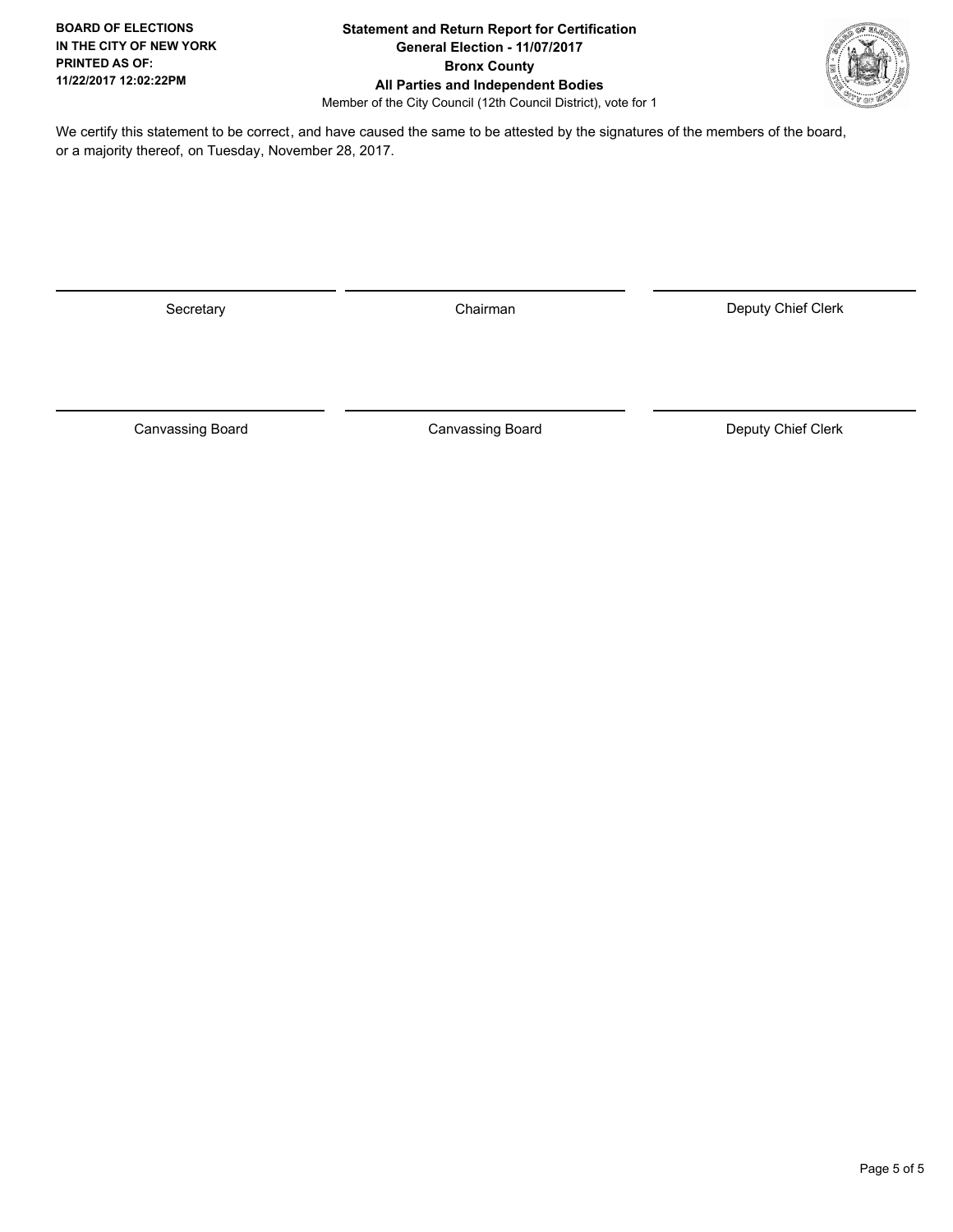We certify this statement to be correct, and have caused the same to be attested by the signatures of the members of the board, or a majority thereof, on Tuesday, November 28, 2017.

| | | |
|---|---|---|
| Secretary | Chairman | Deputy Chief Clerk |
| Canvassing Board | Canvassing Board | Deputy Chief Clerk |